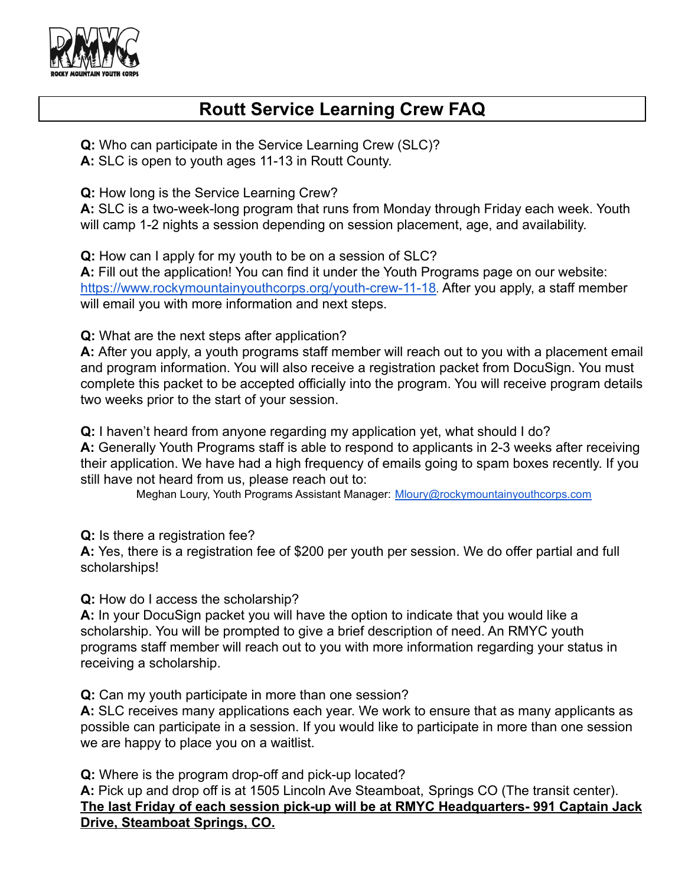# Routt Service Learning Crew FAQ

**Q:** Who can participate in the Service Learning Crew (SLC)?
**A:** SLC is open to youth ages 11-13 in Routt County.

**Q:** How long is the Service Learning Crew?
**A:** SLC is a two-week-long program that runs from Monday through Friday each week. Youth will camp 1-2 nights a session depending on session placement, age, and availability.

**Q:** How can I apply for my youth to be on a session of SLC?
**A:** Fill out the application! You can find it under the Youth Programs page on our website: https://www.rockymountainyouthcorps.org/youth-crew-11-18. After you apply, a staff member will email you with more information and next steps.

**Q:** What are the next steps after application?
**A:** After you apply, a youth programs staff member will reach out to you with a placement email and program information. You will also receive a registration packet from DocuSign. You must complete this packet to be accepted officially into the program. You will receive program details two weeks prior to the start of your session.

**Q:** I haven't heard from anyone regarding my application yet, what should I do?
**A:** Generally Youth Programs staff is able to respond to applicants in 2-3 weeks after receiving their application. We have had a high frequency of emails going to spam boxes recently. If you still have not heard from us, please reach out to:

Meghan Loury, Youth Programs Assistant Manager: Mloury@rockymountainyouthcorps.com

**Q:** Is there a registration fee?
**A:** Yes, there is a registration fee of $200 per youth per session. We do offer partial and full scholarships!

**Q:** How do I access the scholarship?
**A:** In your DocuSign packet you will have the option to indicate that you would like a scholarship. You will be prompted to give a brief description of need. An RMYC youth programs staff member will reach out to you with more information regarding your status in receiving a scholarship.

**Q:** Can my youth participate in more than one session?
**A:** SLC receives many applications each year. We work to ensure that as many applicants as possible can participate in a session. If you would like to participate in more than one session we are happy to place you on a waitlist.

**Q:** Where is the program drop-off and pick-up located?
**A:** Pick up and drop off is at 1505 Lincoln Ave Steamboat, Springs CO (The transit center).
**The last Friday of each session pick-up will be at RMYC Headquarters- 991 Captain Jack Drive, Steamboat Springs, CO.**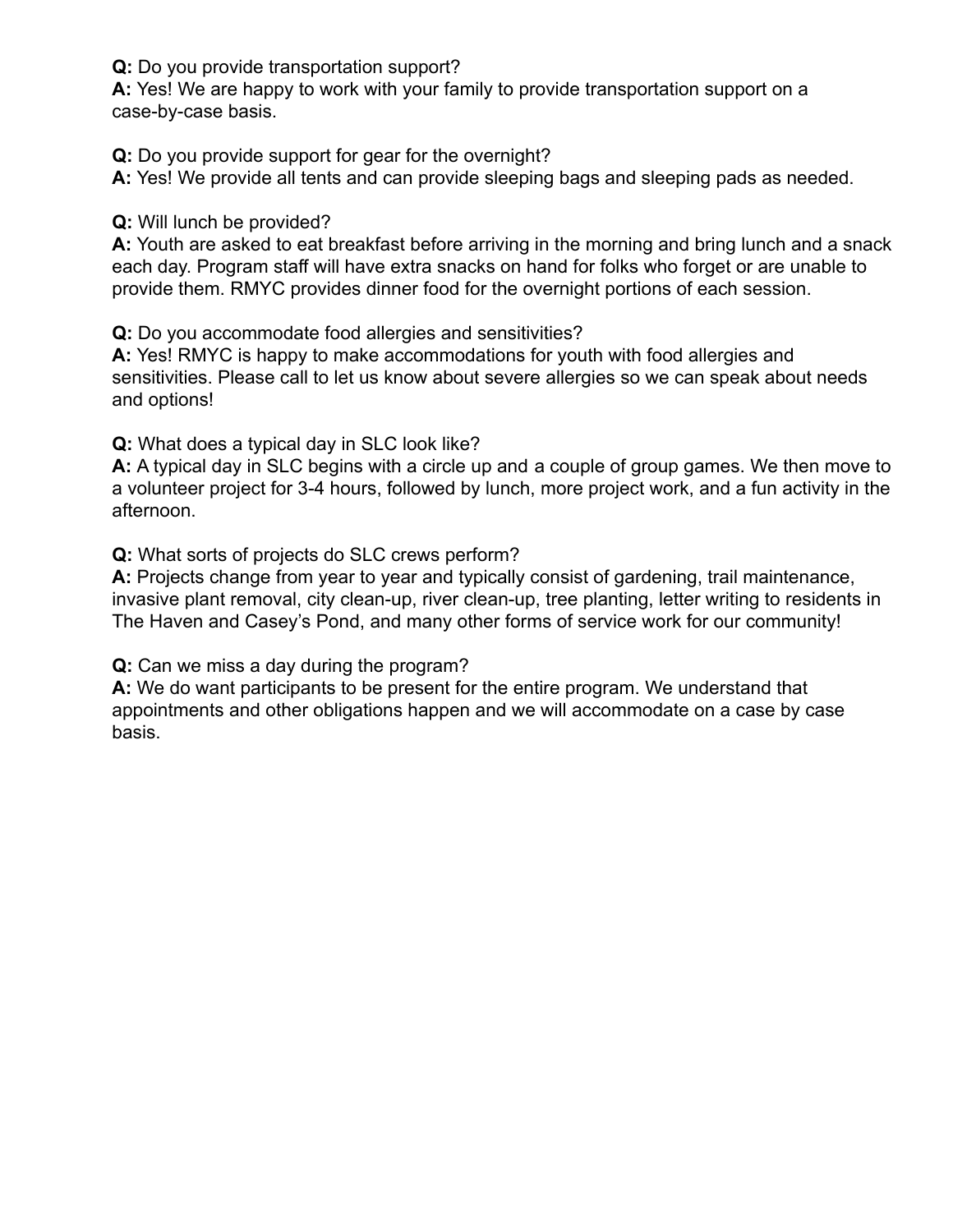**Q:** Do you provide transportation support?
**A:** Yes! We are happy to work with your family to provide transportation support on a case-by-case basis.

**Q:** Do you provide support for gear for the overnight?
**A:** Yes! We provide all tents and can provide sleeping bags and sleeping pads as needed.

**Q:** Will lunch be provided?
**A:** Youth are asked to eat breakfast before arriving in the morning and bring lunch and a snack each day. Program staff will have extra snacks on hand for folks who forget or are unable to provide them. RMYC provides dinner food for the overnight portions of each session.

**Q:** Do you accommodate food allergies and sensitivities?
**A:** Yes! RMYC is happy to make accommodations for youth with food allergies and sensitivities. Please call to let us know about severe allergies so we can speak about needs and options!

**Q:** What does a typical day in SLC look like?
**A:** A typical day in SLC begins with a circle up and a couple of group games. We then move to a volunteer project for 3-4 hours, followed by lunch, more project work, and a fun activity in the afternoon.

**Q:** What sorts of projects do SLC crews perform?
**A:** Projects change from year to year and typically consist of gardening, trail maintenance, invasive plant removal, city clean-up, river clean-up, tree planting, letter writing to residents in The Haven and Casey's Pond, and many other forms of service work for our community!

**Q:** Can we miss a day during the program?
**A:** We do want participants to be present for the entire program. We understand that appointments and other obligations happen and we will accommodate on a case by case basis.